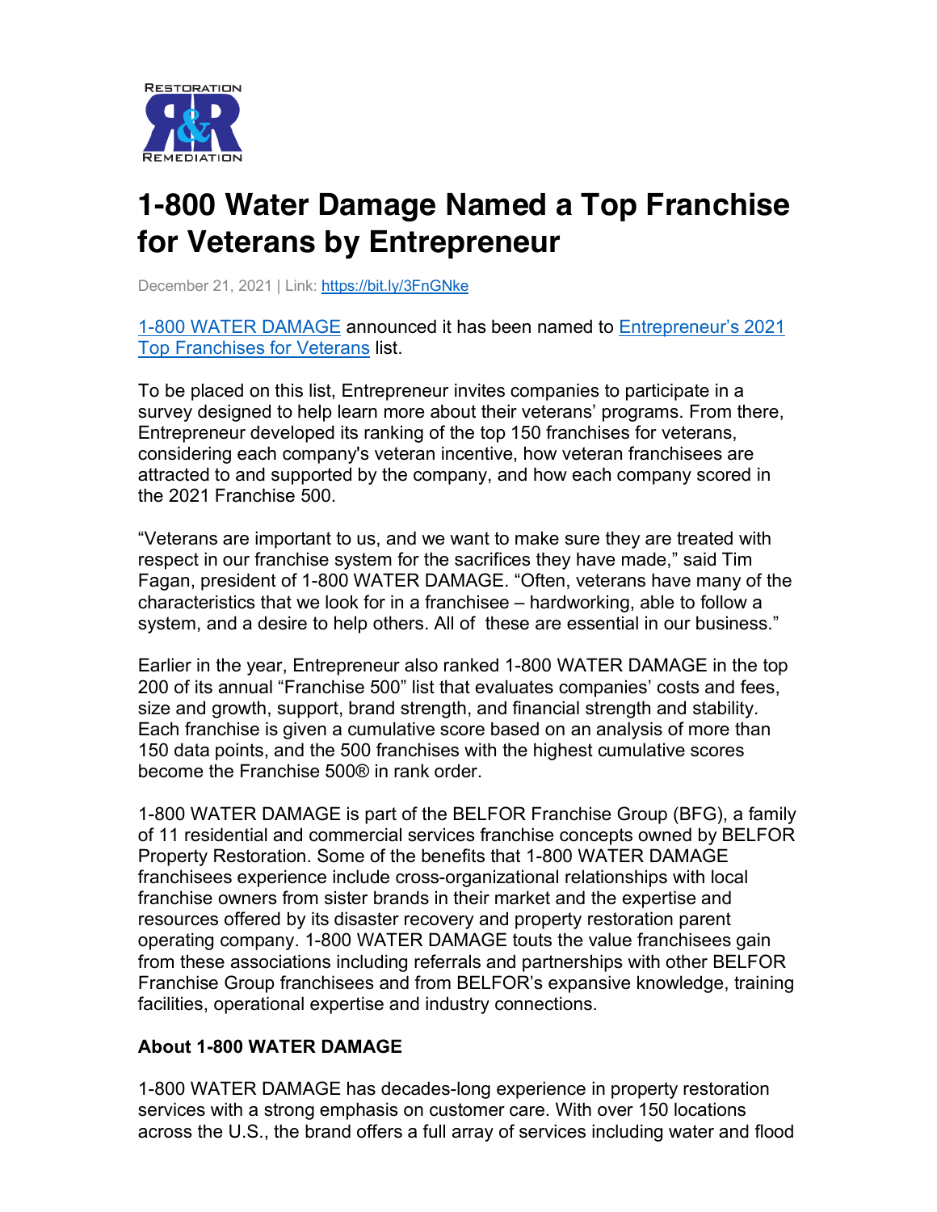# 1-800 Water Damage Named a Top Franchise for Veterans by Entrepreneur

December 21, 2021 | Link: https://bit.ly/3FnGNke

1-800 WATER DAMAGE announced it has been named to Entrepreneur's 2021 Top Franchises for Veterans list.

To be placed on this list, Entrepreneur invites companies to participate in a survey designed to help learn more about their veterans' programs. From there, Entrepreneur developed its ranking of the top 150 franchises for veterans, considering each company's veteran incentive, how veteran franchisees are attracted to and supported by the company, and how each company scored in the 2021 Franchise 500.

"Veterans are important to us, and we want to make sure they are treated with respect in our franchise system for the sacrifices they have made," said Tim Fagan, president of 1-800 WATER DAMAGE. "Often, veterans have many of the characteristics that we look for in a franchisee – hardworking, able to follow a system, and a desire to help others. All of these are essential in our business."

Earlier in the year, Entrepreneur also ranked 1-800 WATER DAMAGE in the top 200 of its annual "Franchise 500" list that evaluates companies' costs and fees, size and growth, support, brand strength, and financial strength and stability. Each franchise is given a cumulative score based on an analysis of more than 150 data points, and the 500 franchises with the highest cumulative scores become the Franchise 500® in rank order.

1-800 WATER DAMAGE is part of the BELFOR Franchise Group (BFG), a family of 11 residential and commercial services franchise concepts owned by BELFOR Property Restoration. Some of the benefits that 1-800 WATER DAMAGE franchisees experience include cross-organizational relationships with local franchise owners from sister brands in their market and the expertise and resources offered by its disaster recovery and property restoration parent operating company. 1-800 WATER DAMAGE touts the value franchisees gain from these associations including referrals and partnerships with other BELFOR Franchise Group franchisees and from BELFOR's expansive knowledge, training facilities, operational expertise and industry connections.

**About 1-800 WATER DAMAGE**

1-800 WATER DAMAGE has decades-long experience in property restoration services with a strong emphasis on customer care. With over 150 locations across the U.S., the brand offers a full array of services including water and flood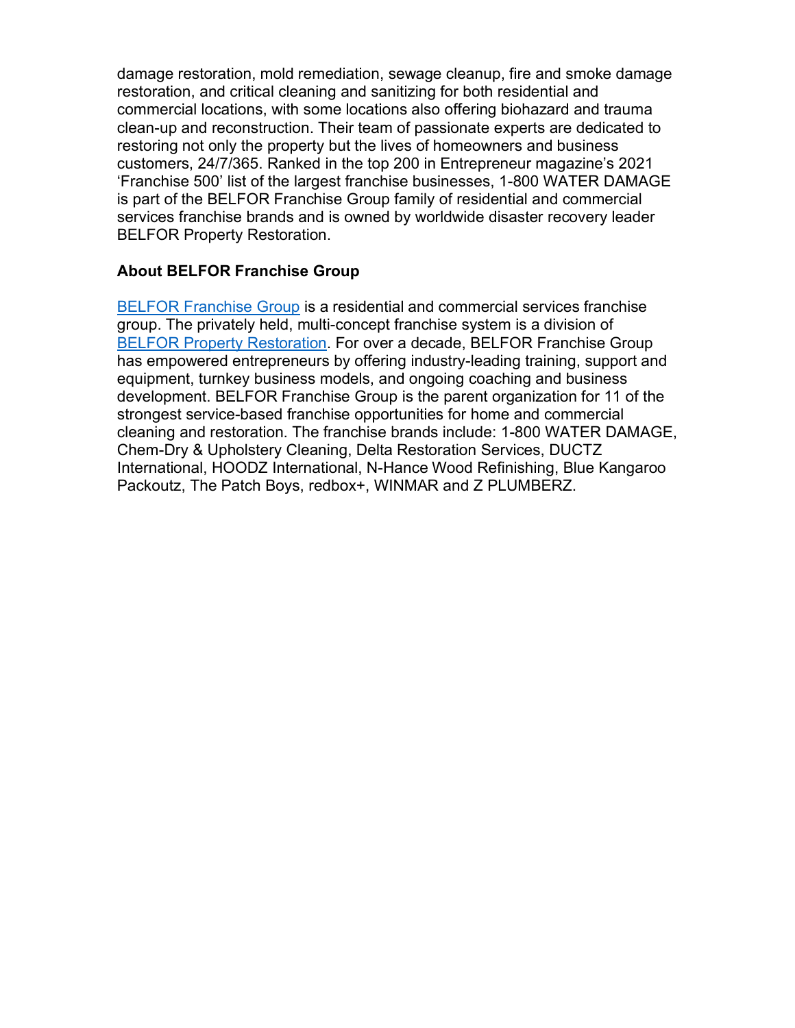damage restoration, mold remediation, sewage cleanup, fire and smoke damage restoration, and critical cleaning and sanitizing for both residential and commercial locations, with some locations also offering biohazard and trauma clean-up and reconstruction. Their team of passionate experts are dedicated to restoring not only the property but the lives of homeowners and business customers, 24/7/365. Ranked in the top 200 in Entrepreneur magazine's 2021 'Franchise 500' list of the largest franchise businesses, 1-800 WATER DAMAGE is part of the BELFOR Franchise Group family of residential and commercial services franchise brands and is owned by worldwide disaster recovery leader BELFOR Property Restoration.

**About BELFOR Franchise Group**

BELFOR Franchise Group is a residential and commercial services franchise group. The privately held, multi-concept franchise system is a division of BELFOR Property Restoration. For over a decade, BELFOR Franchise Group has empowered entrepreneurs by offering industry-leading training, support and equipment, turnkey business models, and ongoing coaching and business development. BELFOR Franchise Group is the parent organization for 11 of the strongest service-based franchise opportunities for home and commercial cleaning and restoration. The franchise brands include: 1-800 WATER DAMAGE, Chem-Dry & Upholstery Cleaning, Delta Restoration Services, DUCTZ International, HOODZ International, N-Hance Wood Refinishing, Blue Kangaroo Packoutz, The Patch Boys, redbox+, WINMAR and Z PLUMBERZ.